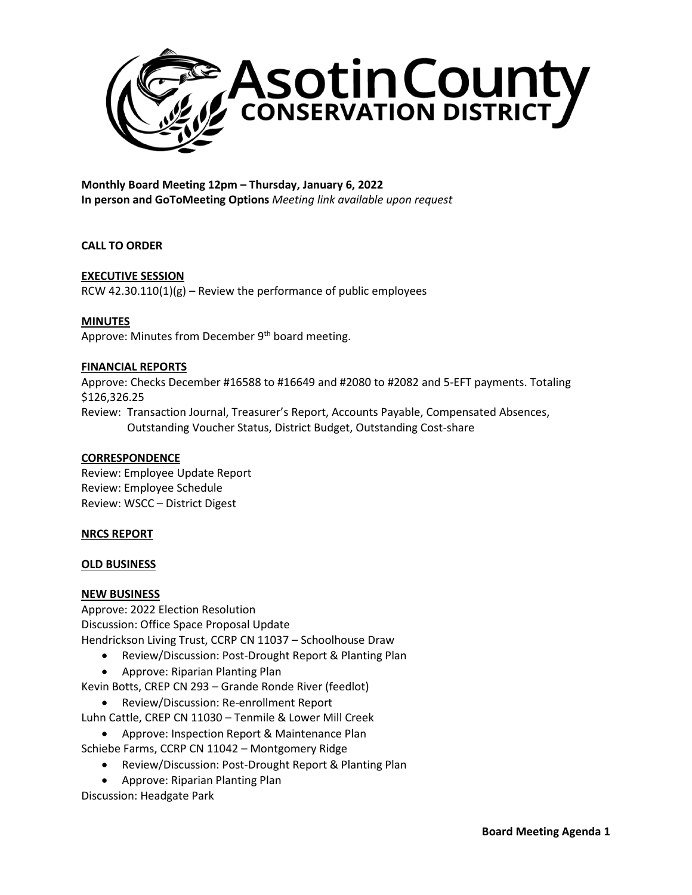# Asotin County Conservation District

**Monthly Board Meeting 12pm – Thursday, January 6, 2022**
**In person and GoToMeeting Options** *Meeting link available upon request*

**CALL TO ORDER**

**EXECUTIVE SESSION**
RCW 42.30.110(1)(g) – Review the performance of public employees

**MINUTES**
Approve: Minutes from December 9th board meeting.

**FINANCIAL REPORTS**
Approve: Checks December #16588 to #16649 and #2080 to #2082 and 5-EFT payments. Totaling $126,326.25
Review: Transaction Journal, Treasurer's Report, Accounts Payable, Compensated Absences, Outstanding Voucher Status, District Budget, Outstanding Cost-share

**CORRESPONDENCE**
Review: Employee Update Report
Review: Employee Schedule
Review: WSCC – District Digest

**NRCS REPORT**

**OLD BUSINESS**

**NEW BUSINESS**
Approve: 2022 Election Resolution
Discussion: Office Space Proposal Update
Hendrickson Living Trust, CCRP CN 11037 – Schoolhouse Draw

- Review/Discussion: Post-Drought Report & Planting Plan
- Approve: Riparian Planting Plan

Kevin Botts, CREP CN 293 – Grande Ronde River (feedlot)

- Review/Discussion: Re-enrollment Report

Luhn Cattle, CREP CN 11030 – Tenmile & Lower Mill Creek

- Approve: Inspection Report & Maintenance Plan

Schiebe Farms, CCRP CN 11042 – Montgomery Ridge

- Review/Discussion: Post-Drought Report & Planting Plan
- Approve: Riparian Planting Plan

Discussion: Headgate Park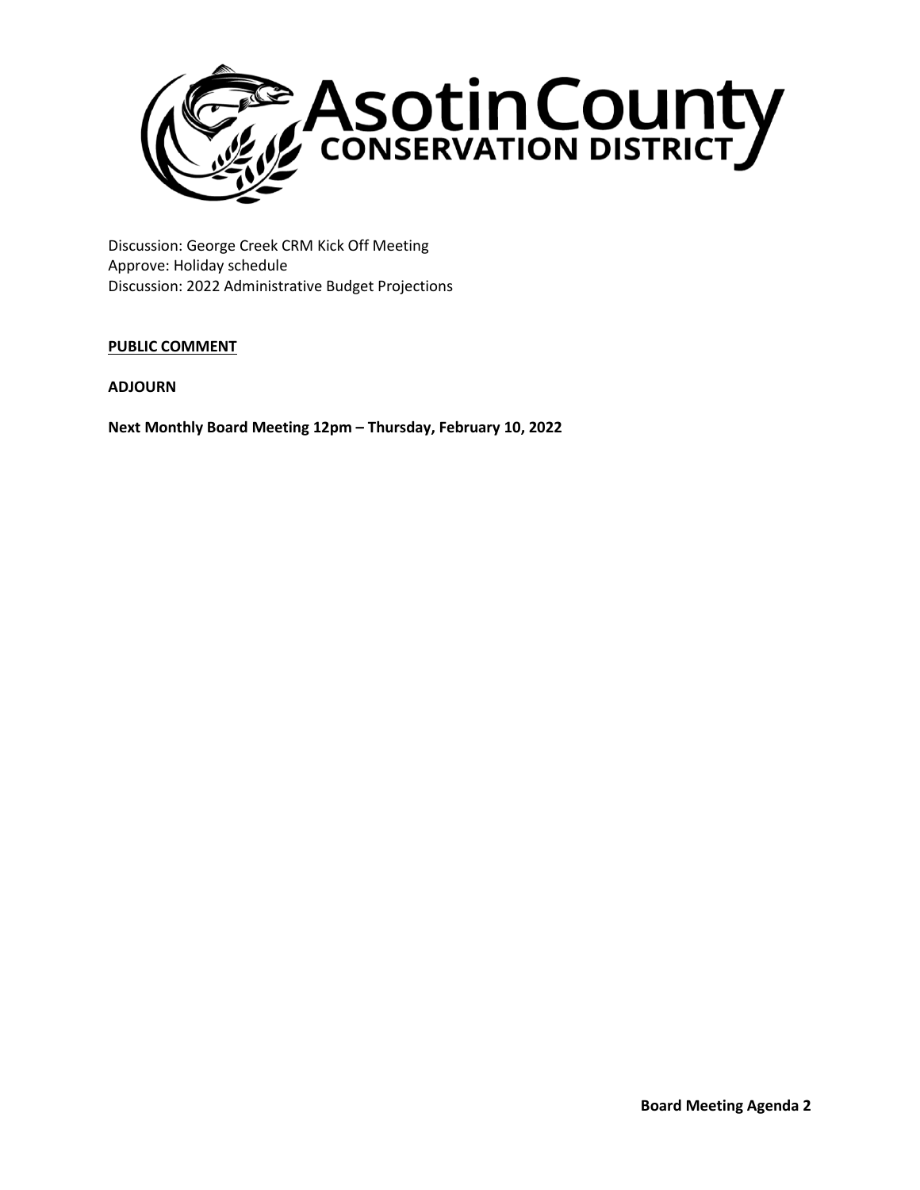Discussion: George Creek CRM Kick Off Meeting
Approve: Holiday schedule
Discussion: 2022 Administrative Budget Projections

**PUBLIC COMMENT**

**ADJOURN**

**Next Monthly Board Meeting 12pm – Thursday, February 10, 2022**